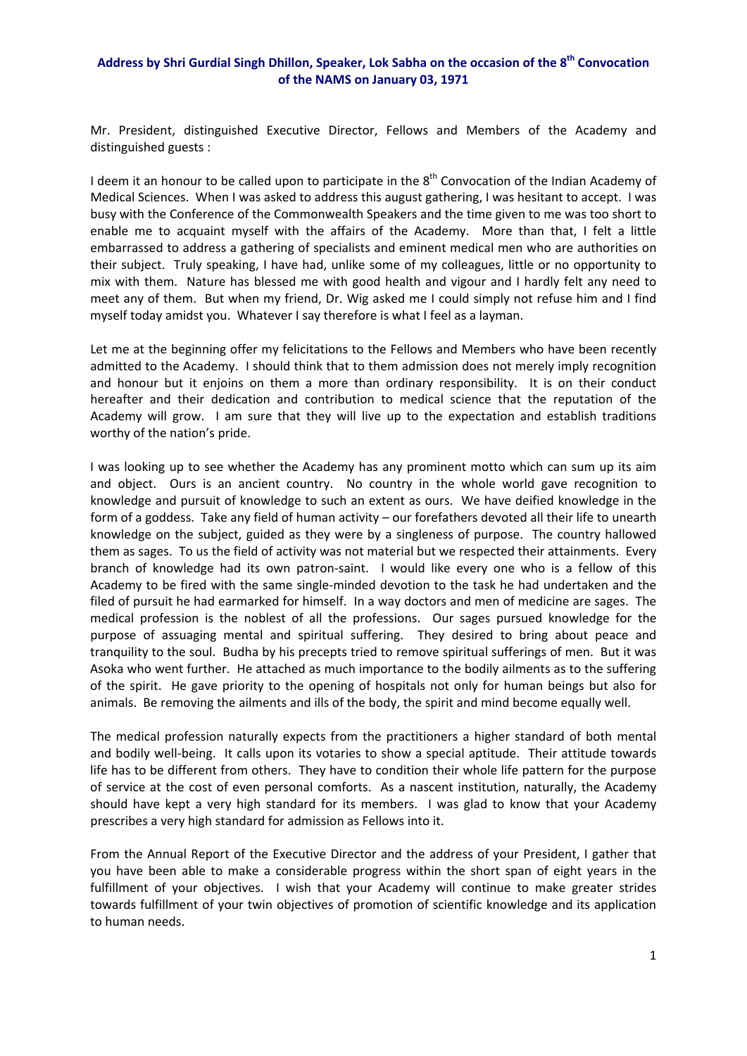**Address by Shri Gurdial Singh Dhillon, Speaker, Lok Sabha on the occasion of the 8th Convocation of the NAMS on January 03, 1971**

Mr. President, distinguished Executive Director, Fellows and Members of the Academy and distinguished guests :

I deem it an honour to be called upon to participate in the 8th Convocation of the Indian Academy of Medical Sciences. When I was asked to address this august gathering, I was hesitant to accept. I was busy with the Conference of the Commonwealth Speakers and the time given to me was too short to enable me to acquaint myself with the affairs of the Academy. More than that, I felt a little embarrassed to address a gathering of specialists and eminent medical men who are authorities on their subject. Truly speaking, I have had, unlike some of my colleagues, little or no opportunity to mix with them. Nature has blessed me with good health and vigour and I hardly felt any need to meet any of them. But when my friend, Dr. Wig asked me I could simply not refuse him and I find myself today amidst you. Whatever I say therefore is what I feel as a layman.

Let me at the beginning offer my felicitations to the Fellows and Members who have been recently admitted to the Academy. I should think that to them admission does not merely imply recognition and honour but it enjoins on them a more than ordinary responsibility. It is on their conduct hereafter and their dedication and contribution to medical science that the reputation of the Academy will grow. I am sure that they will live up to the expectation and establish traditions worthy of the nation's pride.

I was looking up to see whether the Academy has any prominent motto which can sum up its aim and object. Ours is an ancient country. No country in the whole world gave recognition to knowledge and pursuit of knowledge to such an extent as ours. We have deified knowledge in the form of a goddess. Take any field of human activity – our forefathers devoted all their life to unearth knowledge on the subject, guided as they were by a singleness of purpose. The country hallowed them as sages. To us the field of activity was not material but we respected their attainments. Every branch of knowledge had its own patron-saint. I would like every one who is a fellow of this Academy to be fired with the same single-minded devotion to the task he had undertaken and the filed of pursuit he had earmarked for himself. In a way doctors and men of medicine are sages. The medical profession is the noblest of all the professions. Our sages pursued knowledge for the purpose of assuaging mental and spiritual suffering. They desired to bring about peace and tranquility to the soul. Budha by his precepts tried to remove spiritual sufferings of men. But it was Asoka who went further. He attached as much importance to the bodily ailments as to the suffering of the spirit. He gave priority to the opening of hospitals not only for human beings but also for animals. Be removing the ailments and ills of the body, the spirit and mind become equally well.

The medical profession naturally expects from the practitioners a higher standard of both mental and bodily well-being. It calls upon its votaries to show a special aptitude. Their attitude towards life has to be different from others. They have to condition their whole life pattern for the purpose of service at the cost of even personal comforts. As a nascent institution, naturally, the Academy should have kept a very high standard for its members. I was glad to know that your Academy prescribes a very high standard for admission as Fellows into it.

From the Annual Report of the Executive Director and the address of your President, I gather that you have been able to make a considerable progress within the short span of eight years in the fulfillment of your objectives. I wish that your Academy will continue to make greater strides towards fulfillment of your twin objectives of promotion of scientific knowledge and its application to human needs.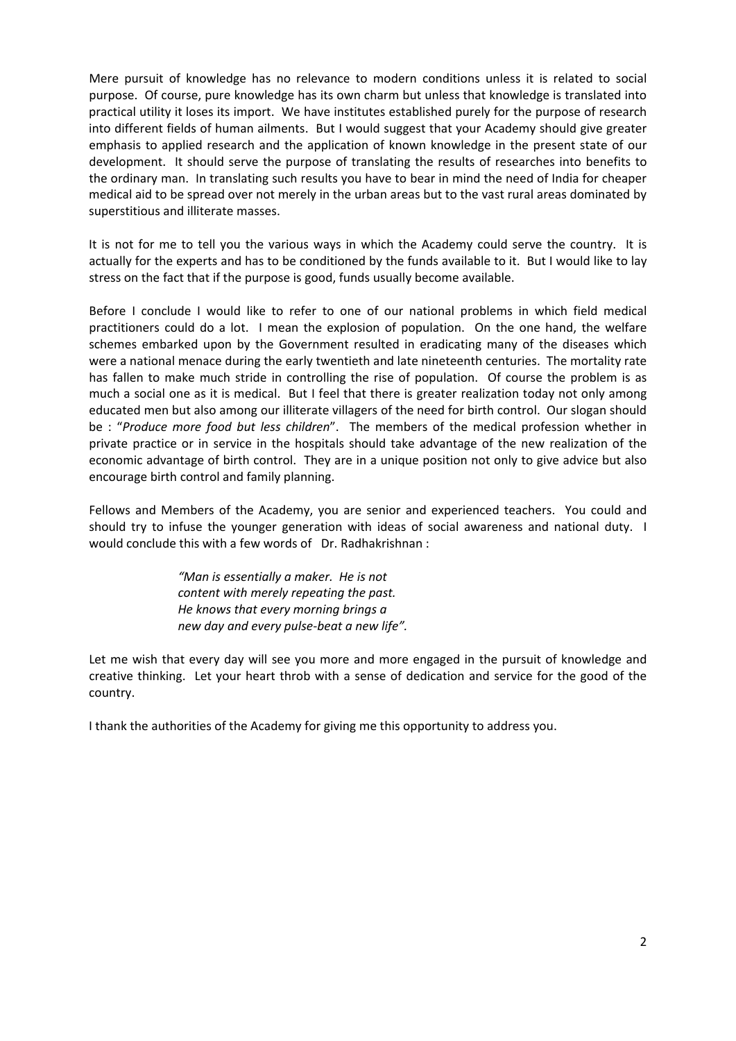Mere pursuit of knowledge has no relevance to modern conditions unless it is related to social purpose. Of course, pure knowledge has its own charm but unless that knowledge is translated into practical utility it loses its import. We have institutes established purely for the purpose of research into different fields of human ailments. But I would suggest that your Academy should give greater emphasis to applied research and the application of known knowledge in the present state of our development. It should serve the purpose of translating the results of researches into benefits to the ordinary man. In translating such results you have to bear in mind the need of India for cheaper medical aid to be spread over not merely in the urban areas but to the vast rural areas dominated by superstitious and illiterate masses.

It is not for me to tell you the various ways in which the Academy could serve the country. It is actually for the experts and has to be conditioned by the funds available to it. But I would like to lay stress on the fact that if the purpose is good, funds usually become available.

Before I conclude I would like to refer to one of our national problems in which field medical practitioners could do a lot. I mean the explosion of population. On the one hand, the welfare schemes embarked upon by the Government resulted in eradicating many of the diseases which were a national menace during the early twentieth and late nineteenth centuries. The mortality rate has fallen to make much stride in controlling the rise of population. Of course the problem is as much a social one as it is medical. But I feel that there is greater realization today not only among educated men but also among our illiterate villagers of the need for birth control. Our slogan should be : "*Produce more food but less children*". The members of the medical profession whether in private practice or in service in the hospitals should take advantage of the new realization of the economic advantage of birth control. They are in a unique position not only to give advice but also encourage birth control and family planning.

Fellows and Members of the Academy, you are senior and experienced teachers. You could and should try to infuse the younger generation with ideas of social awareness and national duty. I would conclude this with a few words of Dr. Radhakrishnan :

> *"Man is essentially a maker. He is not*
> *content with merely repeating the past.*
> *He knows that every morning brings a*
> *new day and every pulse-beat a new life".*

Let me wish that every day will see you more and more engaged in the pursuit of knowledge and creative thinking. Let your heart throb with a sense of dedication and service for the good of the country.

I thank the authorities of the Academy for giving me this opportunity to address you.